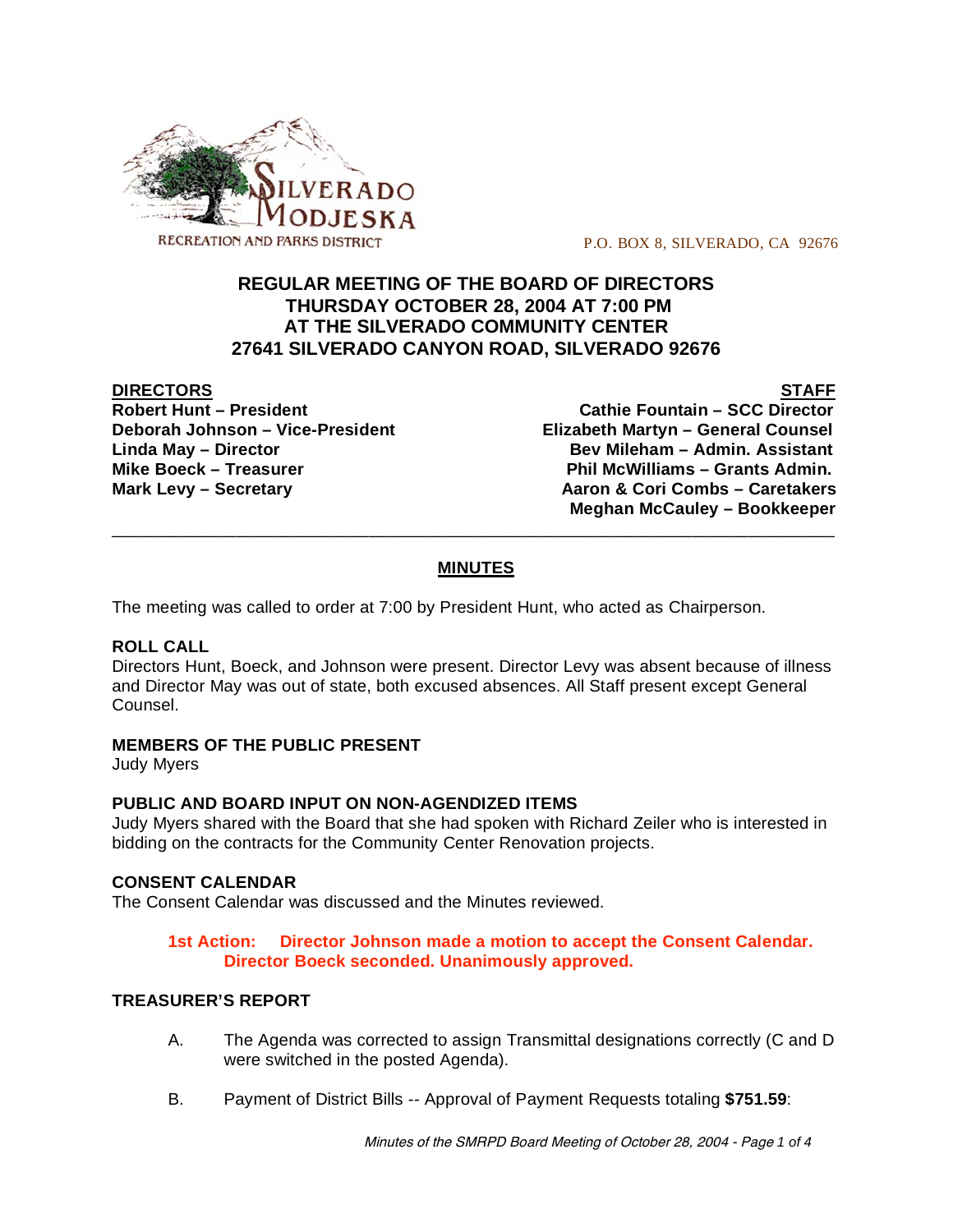SILVERADO MODJESKA RECREATION AND PARKS DISTRICT

P.O. BOX 8, SILVERADO, CA 92676

# REGULAR MEETING OF THE BOARD OF DIRECTORS
# THURSDAY OCTOBER 28, 2004 AT 7:00 PM
# AT THE SILVERADO COMMUNITY CENTER
# 27641 SILVERADO CANYON ROAD, SILVERADO 92676

**DIRECTORS**
**Robert Hunt – President**
**Deborah Johnson – Vice-President**
**Linda May – Director**
**Mike Boeck – Treasurer**
**Mark Levy – Secretary**

**STAFF**
**Cathie Fountain – SCC Director**
**Elizabeth Martyn – General Counsel**
**Bev Mileham – Admin. Assistant**
**Phil McWilliams – Grants Admin.**
**Aaron & Cori Combs – Caretakers**
**Meghan McCauley – Bookkeeper**

---

## MINUTES

The meeting was called to order at 7:00 by President Hunt, who acted as Chairperson.

**ROLL CALL**
Directors Hunt, Boeck, and Johnson were present. Director Levy was absent because of illness and Director May was out of state, both excused absences. All Staff present except General Counsel.

**MEMBERS OF THE PUBLIC PRESENT**
Judy Myers

**PUBLIC AND BOARD INPUT ON NON-AGENDIZED ITEMS**
Judy Myers shared with the Board that she had spoken with Richard Zeiler who is interested in bidding on the contracts for the Community Center Renovation projects.

**CONSENT CALENDAR**
The Consent Calendar was discussed and the Minutes reviewed.

> **1st Action: Director Johnson made a motion to accept the Consent Calendar. Director Boeck seconded. Unanimously approved.**

**TREASURER'S REPORT**

A. The Agenda was corrected to assign Transmittal designations correctly (C and D were switched in the posted Agenda).

B. Payment of District Bills -- Approval of Payment Requests totaling **$751.59**: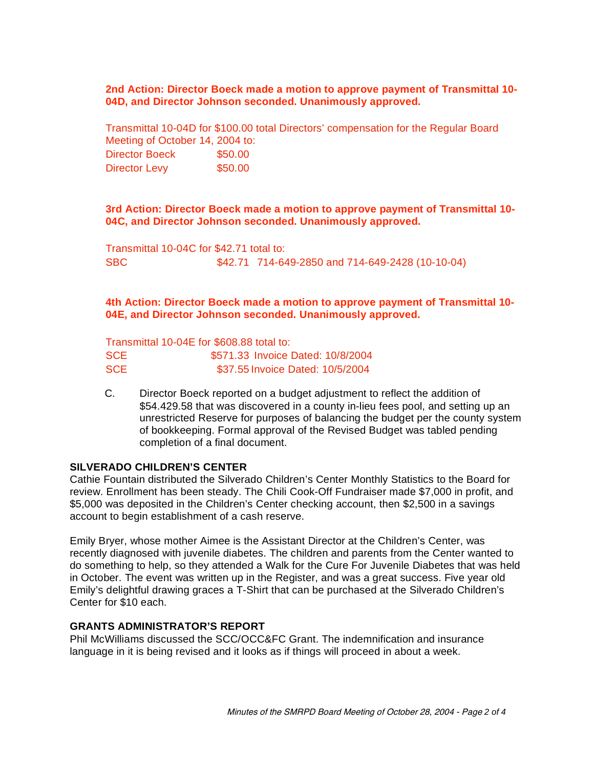**2nd Action: Director Boeck made a motion to approve payment of Transmittal 10-04D, and Director Johnson seconded. Unanimously approved.**

Transmittal 10-04D for $100.00 total Directors' compensation for the Regular Board Meeting of October 14, 2004 to:

| | |
|---|---|
| Director Boeck | $50.00 |
| Director Levy | $50.00 |

**3rd Action: Director Boeck made a motion to approve payment of Transmittal 10-04C, and Director Johnson seconded. Unanimously approved.**

Transmittal 10-04C for $42.71 total to:

| | | |
|---|---|---|
| SBC | $42.71 | 714-649-2850 and 714-649-2428 (10-10-04) |

**4th Action: Director Boeck made a motion to approve payment of Transmittal 10-04E, and Director Johnson seconded. Unanimously approved.**

Transmittal 10-04E for $608.88 total to:

| | | |
|---|---|---|
| SCE | $571.33 | Invoice Dated: 10/8/2004 |
| SCE | $37.55 | Invoice Dated: 10/5/2004 |

C. Director Boeck reported on a budget adjustment to reflect the addition of $54.429.58 that was discovered in a county in-lieu fees pool, and setting up an unrestricted Reserve for purposes of balancing the budget per the county system of bookkeeping. Formal approval of the Revised Budget was tabled pending completion of a final document.

**SILVERADO CHILDREN'S CENTER**

Cathie Fountain distributed the Silverado Children's Center Monthly Statistics to the Board for review. Enrollment has been steady. The Chili Cook-Off Fundraiser made $7,000 in profit, and $5,000 was deposited in the Children's Center checking account, then $2,500 in a savings account to begin establishment of a cash reserve.

Emily Bryer, whose mother Aimee is the Assistant Director at the Children's Center, was recently diagnosed with juvenile diabetes. The children and parents from the Center wanted to do something to help, so they attended a Walk for the Cure For Juvenile Diabetes that was held in October. The event was written up in the Register, and was a great success. Five year old Emily's delightful drawing graces a T-Shirt that can be purchased at the Silverado Children's Center for $10 each.

**GRANTS ADMINISTRATOR'S REPORT**

Phil McWilliams discussed the SCC/OCC&FC Grant. The indemnification and insurance language in it is being revised and it looks as if things will proceed in about a week.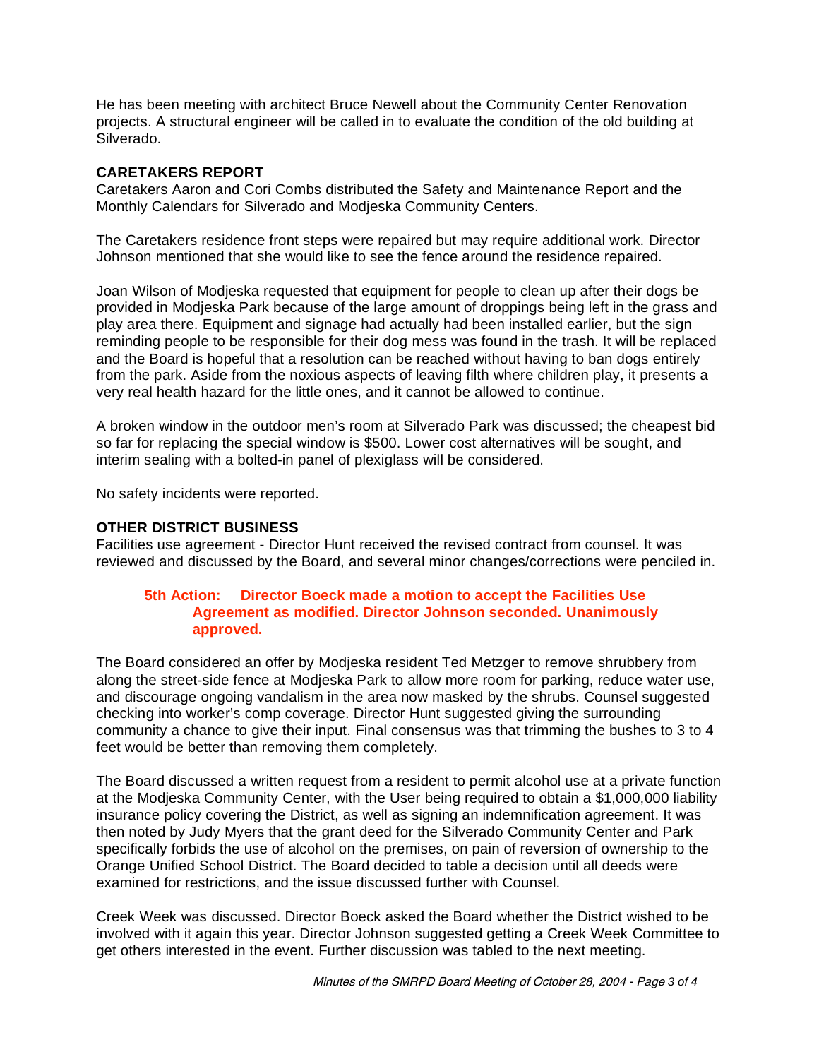He has been meeting with architect Bruce Newell about the Community Center Renovation projects. A structural engineer will be called in to evaluate the condition of the old building at Silverado.

**CARETAKERS REPORT**

Caretakers Aaron and Cori Combs distributed the Safety and Maintenance Report and the Monthly Calendars for Silverado and Modjeska Community Centers.

The Caretakers residence front steps were repaired but may require additional work. Director Johnson mentioned that she would like to see the fence around the residence repaired.

Joan Wilson of Modjeska requested that equipment for people to clean up after their dogs be provided in Modjeska Park because of the large amount of droppings being left in the grass and play area there. Equipment and signage had actually had been installed earlier, but the sign reminding people to be responsible for their dog mess was found in the trash. It will be replaced and the Board is hopeful that a resolution can be reached without having to ban dogs entirely from the park. Aside from the noxious aspects of leaving filth where children play, it presents a very real health hazard for the little ones, and it cannot be allowed to continue.

A broken window in the outdoor men's room at Silverado Park was discussed; the cheapest bid so far for replacing the special window is $500. Lower cost alternatives will be sought, and interim sealing with a bolted-in panel of plexiglass will be considered.

No safety incidents were reported.

**OTHER DISTRICT BUSINESS**

Facilities use agreement - Director Hunt received the revised contract from counsel. It was reviewed and discussed by the Board, and several minor changes/corrections were penciled in.

> **5th Action: Director Boeck made a motion to accept the Facilities Use Agreement as modified. Director Johnson seconded. Unanimously approved.**

The Board considered an offer by Modjeska resident Ted Metzger to remove shrubbery from along the street-side fence at Modjeska Park to allow more room for parking, reduce water use, and discourage ongoing vandalism in the area now masked by the shrubs. Counsel suggested checking into worker's comp coverage. Director Hunt suggested giving the surrounding community a chance to give their input. Final consensus was that trimming the bushes to 3 to 4 feet would be better than removing them completely.

The Board discussed a written request from a resident to permit alcohol use at a private function at the Modjeska Community Center, with the User being required to obtain a $1,000,000 liability insurance policy covering the District, as well as signing an indemnification agreement. It was then noted by Judy Myers that the grant deed for the Silverado Community Center and Park specifically forbids the use of alcohol on the premises, on pain of reversion of ownership to the Orange Unified School District. The Board decided to table a decision until all deeds were examined for restrictions, and the issue discussed further with Counsel.

Creek Week was discussed. Director Boeck asked the Board whether the District wished to be involved with it again this year. Director Johnson suggested getting a Creek Week Committee to get others interested in the event. Further discussion was tabled to the next meeting.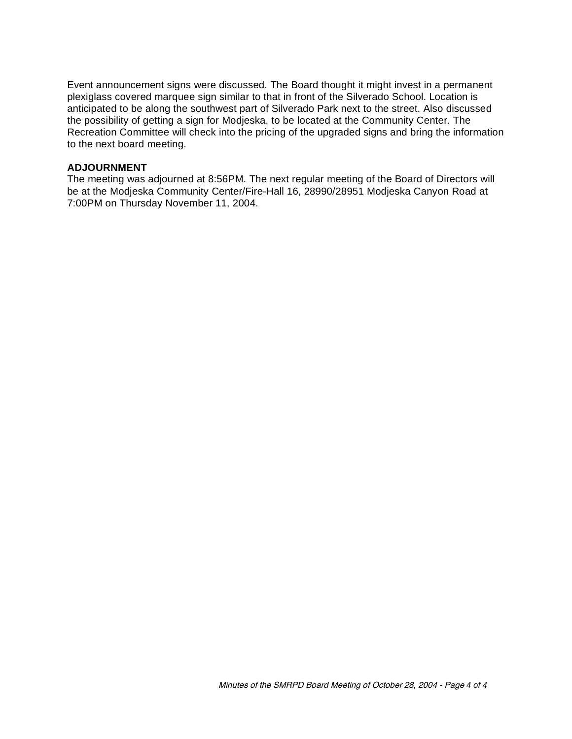Event announcement signs were discussed. The Board thought it might invest in a permanent plexiglass covered marquee sign similar to that in front of the Silverado School. Location is anticipated to be along the southwest part of Silverado Park next to the street. Also discussed the possibility of getting a sign for Modjeska, to be located at the Community Center. The Recreation Committee will check into the pricing of the upgraded signs and bring the information to the next board meeting.

**ADJOURNMENT**

The meeting was adjourned at 8:56PM. The next regular meeting of the Board of Directors will be at the Modjeska Community Center/Fire-Hall 16, 28990/28951 Modjeska Canyon Road at 7:00PM on Thursday November 11, 2004.